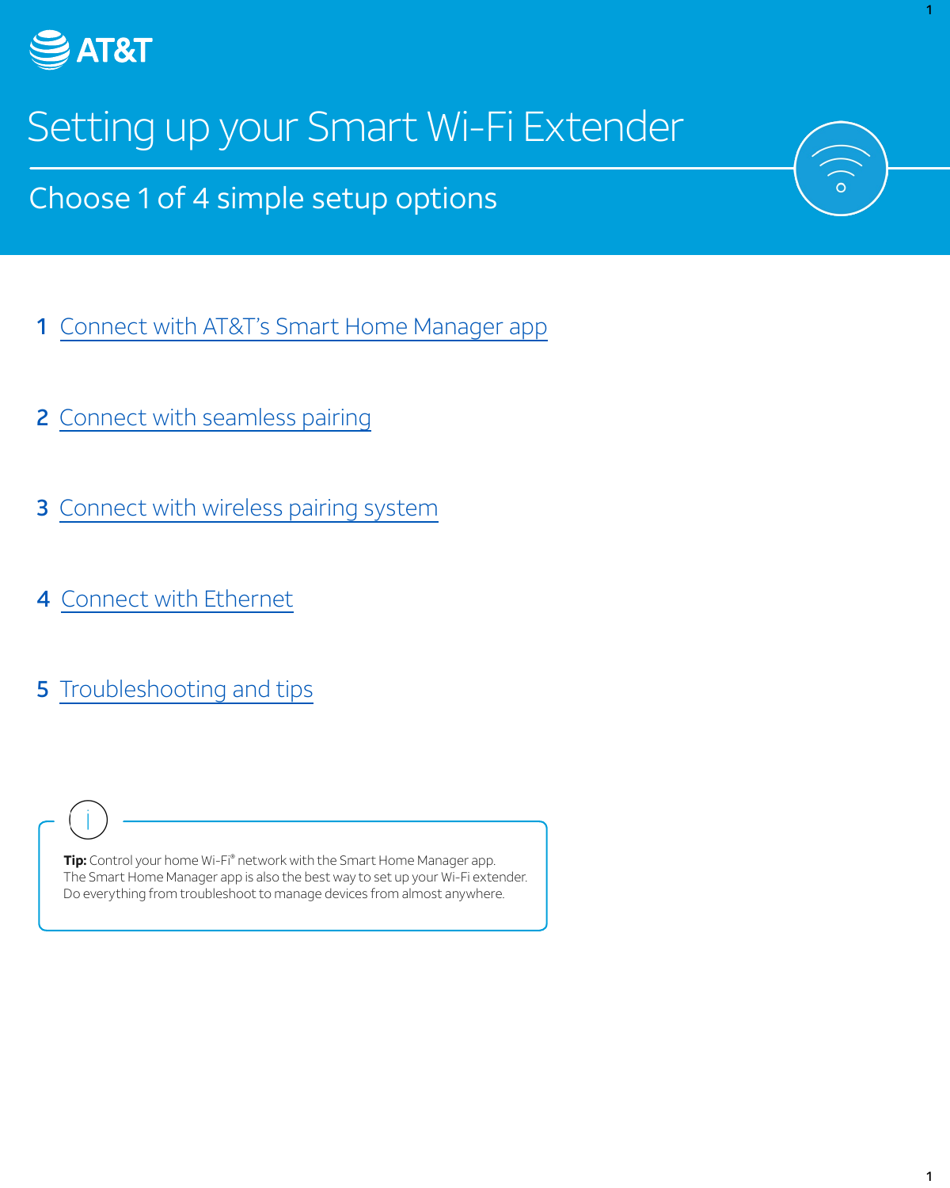AT&T

# Setting up your Smart Wi-Fi Extender

## Choose 1 of 4 simple setup options

1. Connect with AT&T's Smart Home Manager app

2. Connect with seamless pairing

3. Connect with wireless pairing system

4. Connect with Ethernet

5. Troubleshooting and tips

**Tip:** Control your home Wi-Fi® network with the Smart Home Manager app. The Smart Home Manager app is also the best way to set up your Wi-Fi extender. Do everything from troubleshoot to manage devices from almost anywhere.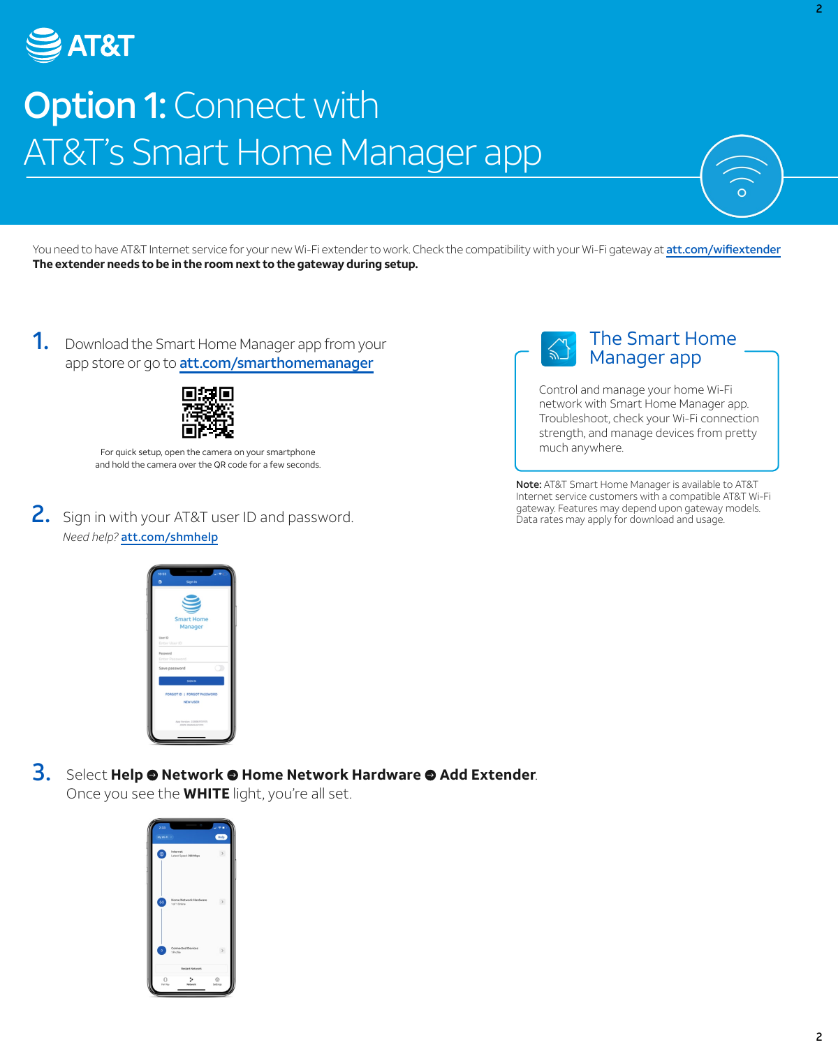# Option 1: Connect with AT&T's Smart Home Manager app

You need to have AT&T Internet service for your new Wi-Fi extender to work. Check the compatibility with your Wi-Fi gateway at att.com/wifiextender
**The extender needs to be in the room next to the gateway during setup.**

1. Download the Smart Home Manager app from your app store or go to att.com/smarthomemanager

   For quick setup, open the camera on your smartphone and hold the camera over the QR code for a few seconds.

2. Sign in with your AT&T user ID and password.
   *Need help?* att.com/shmhelp

3. Select **Help** ➔ **Network** ➔ **Home Network Hardware** ➔ **Add Extender**.
   Once you see the **WHITE** light, you're all set.

## The Smart Home Manager app

Control and manage your home Wi-Fi network with Smart Home Manager app. Troubleshoot, check your Wi-Fi connection strength, and manage devices from pretty much anywhere.

**Note:** AT&T Smart Home Manager is available to AT&T Internet service customers with a compatible AT&T Wi-Fi gateway. Features may depend upon gateway models. Data rates may apply for download and usage.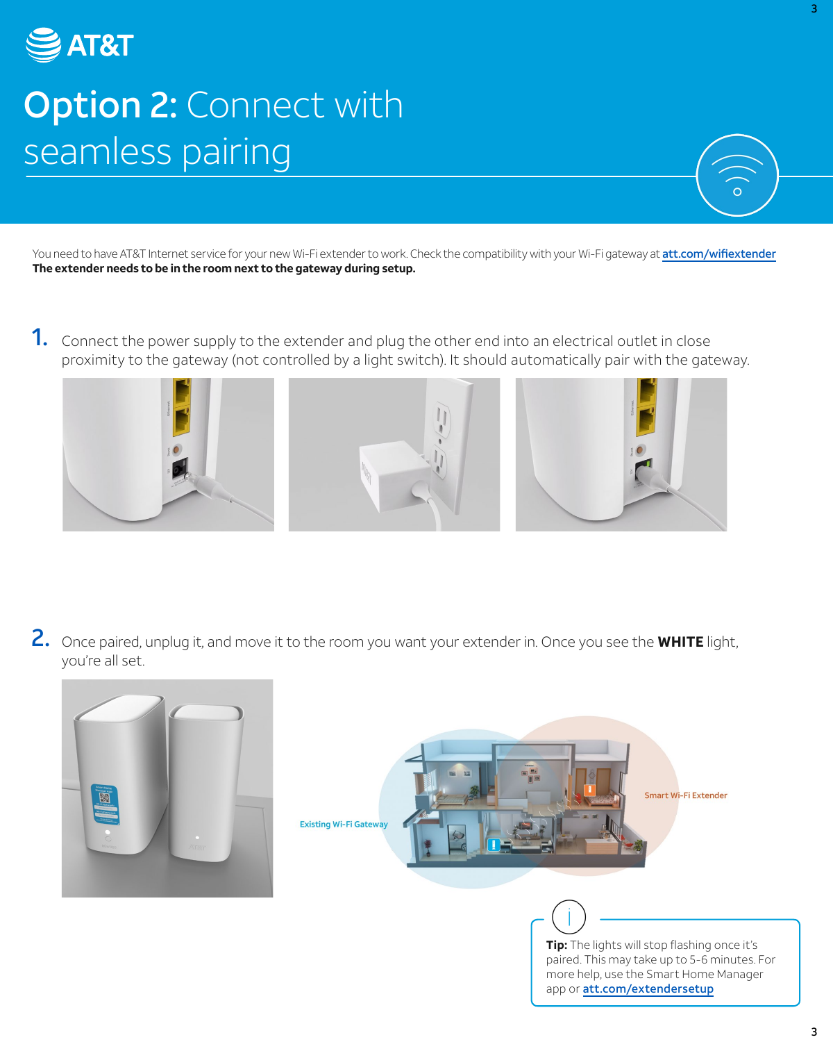AT&T

# Option 2: Connect with seamless pairing

You need to have AT&T Internet service for your new Wi-Fi extender to work. Check the compatibility with your Wi-Fi gateway at att.com/wifiextender
**The extender needs to be in the room next to the gateway during setup.**

1. Connect the power supply to the extender and plug the other end into an electrical outlet in close proximity to the gateway (not controlled by a light switch). It should automatically pair with the gateway.

2. Once paired, unplug it, and move it to the room you want your extender in. Once you see the **WHITE** light, you're all set.

Existing Wi-Fi Gateway

Smart Wi-Fi Extender

**Tip:** The lights will stop flashing once it's paired. This may take up to 5-6 minutes. For more help, use the Smart Home Manager app or att.com/extendersetup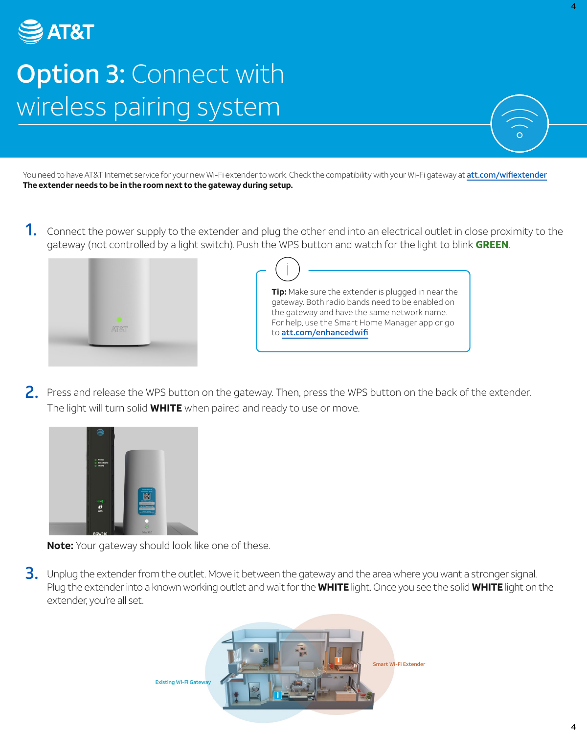# Option 3: Connect with wireless pairing system

You need to have AT&T Internet service for your new Wi-Fi extender to work. Check the compatibility with your Wi-Fi gateway at att.com/wifiextender
**The extender needs to be in the room next to the gateway during setup.**

1. Connect the power supply to the extender and plug the other end into an electrical outlet in close proximity to the gateway (not controlled by a light switch). Push the WPS button and watch for the light to blink **GREEN**.

> **Tip:** Make sure the extender is plugged in near the gateway. Both radio bands need to be enabled on the gateway and have the same network name. For help, use the Smart Home Manager app or go to att.com/enhancedwifi

2. Press and release the WPS button on the gateway. Then, press the WPS button on the back of the extender. The light will turn solid **WHITE** when paired and ready to use or move.

**Note:** Your gateway should look like one of these.

3. Unplug the extender from the outlet. Move it between the gateway and the area where you want a stronger signal. Plug the extender into a known working outlet and wait for the **WHITE** light. Once you see the solid **WHITE** light on the extender, you're all set.

Existing Wi-Fi Gateway

Smart Wi-Fi Extender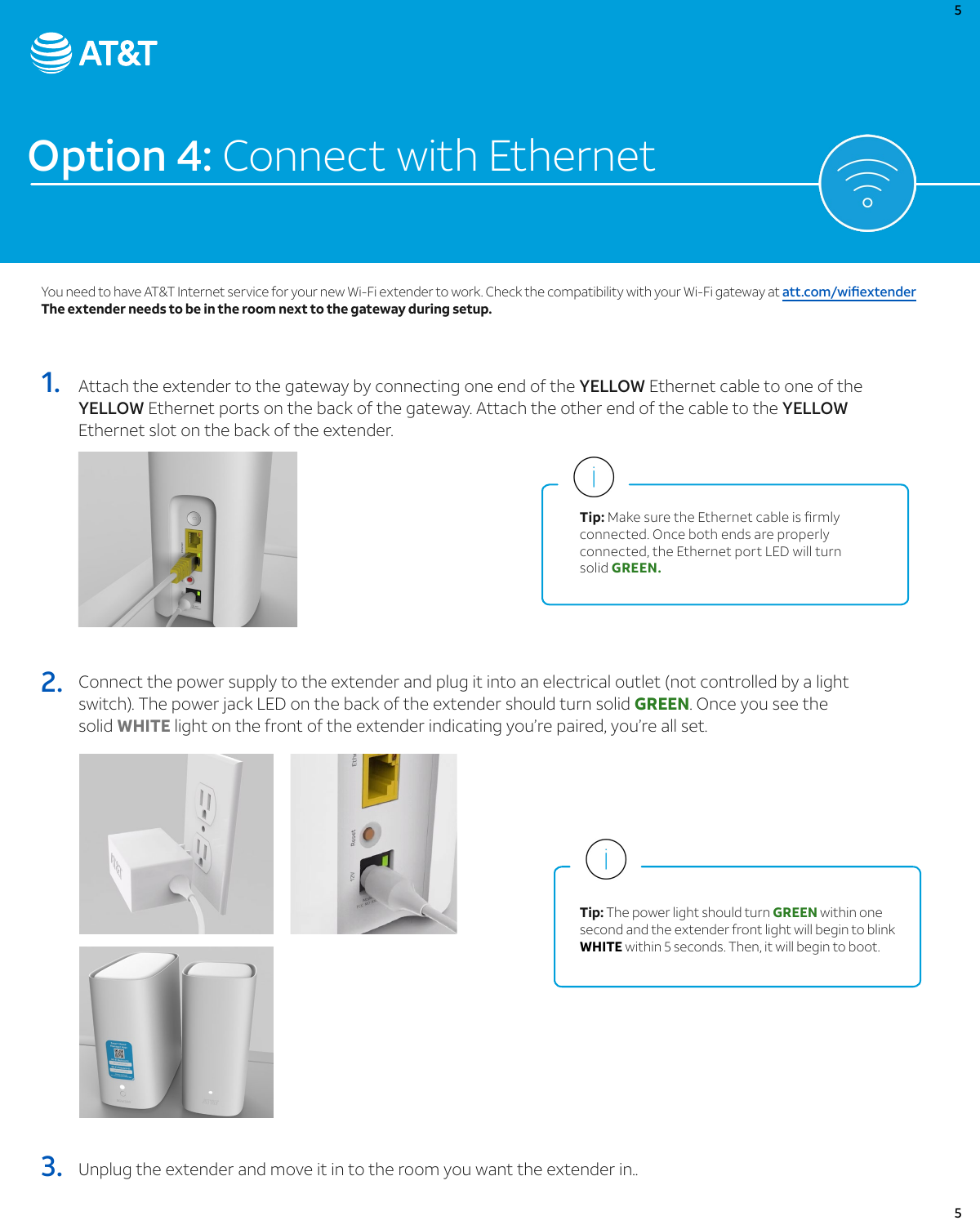# **Option 4:** Connect with Ethernet

You need to have AT&T Internet service for your new Wi-Fi extender to work. Check the compatibility with your Wi-Fi gateway at att.com/wifiextender
**The extender needs to be in the room next to the gateway during setup.**

1. Attach the extender to the gateway by connecting one end of the **YELLOW** Ethernet cable to one of the **YELLOW** Ethernet ports on the back of the gateway. Attach the other end of the cable to the **YELLOW** Ethernet slot on the back of the extender.

> **Tip:** Make sure the Ethernet cable is firmly connected. Once both ends are properly connected, the Ethernet port LED will turn solid **GREEN.**

2. Connect the power supply to the extender and plug it into an electrical outlet (not controlled by a light switch). The power jack LED on the back of the extender should turn solid **GREEN**. Once you see the solid **WHITE** light on the front of the extender indicating you're paired, you're all set.

> **Tip:** The power light should turn **GREEN** within one second and the extender front light will begin to blink **WHITE** within 5 seconds. Then, it will begin to boot.

3. Unplug the extender and move it in to the room you want the extender in..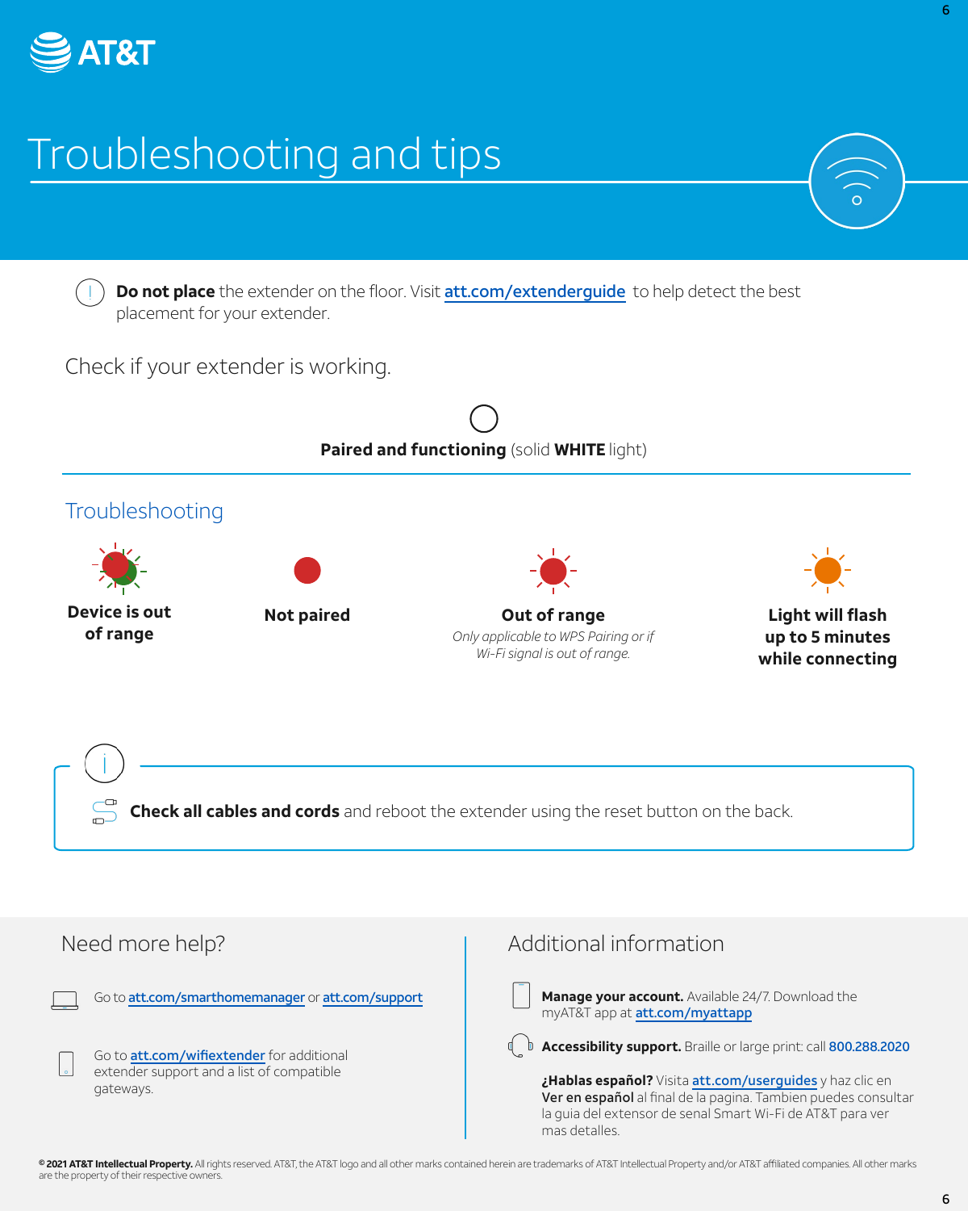# Troubleshooting and tips

**Do not place** the extender on the floor. Visit att.com/extenderguide to help detect the best placement for your extender.

Check if your extender is working.

**Paired and functioning** (solid **WHITE** light)

## Troubleshooting

**Device is out of range**

**Not paired**

**Out of range**
*Only applicable to WPS Pairing or if Wi-Fi signal is out of range.*

**Light will flash up to 5 minutes while connecting**

**Check all cables and cords** and reboot the extender using the reset button on the back.

## Need more help?

Go to att.com/smarthomemanager or att.com/support

Go to att.com/wifiextender for additional extender support and a list of compatible gateways.

## Additional information

**Manage your account.** Available 24/7. Download the myAT&T app at att.com/myattapp

**Accessibility support.** Braille or large print: call 800.288.2020

**¿Hablas español?** Visita att.com/userguides y haz clic en **Ver en español** al final de la pagina. Tambien puedes consultar la guia del extensor de senal Smart Wi-Fi de AT&T para ver mas detalles.

**© 2021 AT&T Intellectual Property.** All rights reserved. AT&T, the AT&T logo and all other marks contained herein are trademarks of AT&T Intellectual Property and/or AT&T affiliated companies. All other marks are the property of their respective owners.